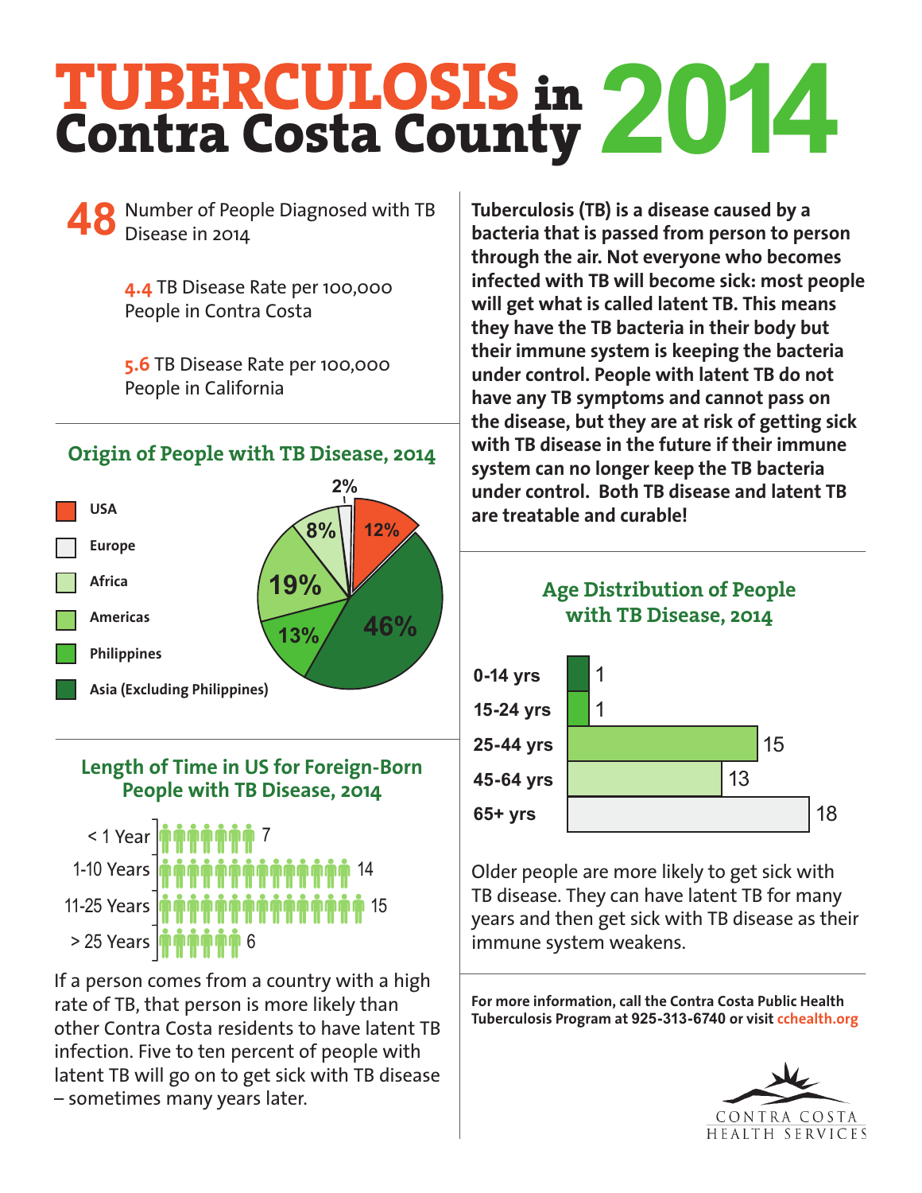# TUBERCULOSIS in Contra Costa County 2014

**48** Number of People Diagnosed with TB Disease in 2014

**4.4** TB Disease Rate per 100,000 People in Contra Costa

**5.6** TB Disease Rate per 100,000 People in California

## Origin of People with TB Disease, 2014

| Origin | Percent |
|---|---|
| USA | 12% |
| Europe | 2% |
| Africa | 8% |
| Americas | 19% |
| Philippines | 13% |
| Asia (Excluding Philippines) | 46% |

## Length of Time in US for Foreign-Born People with TB Disease, 2014

| Length of Time | Number |
|---|---|
| < 1 Year | 7 |
| 1-10 Years | 14 |
| 11-25 Years | 15 |
| > 25 Years | 6 |

If a person comes from a country with a high rate of TB, that person is more likely than other Contra Costa residents to have latent TB infection. Five to ten percent of people with latent TB will go on to get sick with TB disease – sometimes many years later.

**Tuberculosis (TB) is a disease caused by a bacteria that is passed from person to person through the air. Not everyone who becomes infected with TB will become sick: most people will get what is called latent TB. This means they have the TB bacteria in their body but their immune system is keeping the bacteria under control. People with latent TB do not have any TB symptoms and cannot pass on the disease, but they are at risk of getting sick with TB disease in the future if their immune system can no longer keep the TB bacteria under control. Both TB disease and latent TB are treatable and curable!**

## Age Distribution of People with TB Disease, 2014

| Age | Number |
|---|---|
| 0-14 yrs | 1 |
| 15-24 yrs | 1 |
| 25-44 yrs | 15 |
| 45-64 yrs | 13 |
| 65+ yrs | 18 |

Older people are more likely to get sick with TB disease. They can have latent TB for many years and then get sick with TB disease as their immune system weakens.

**For more information, call the Contra Costa Public Health Tuberculosis Program at 925-313-6740 or visit cchealth.org**

CONTRA COSTA HEALTH SERVICES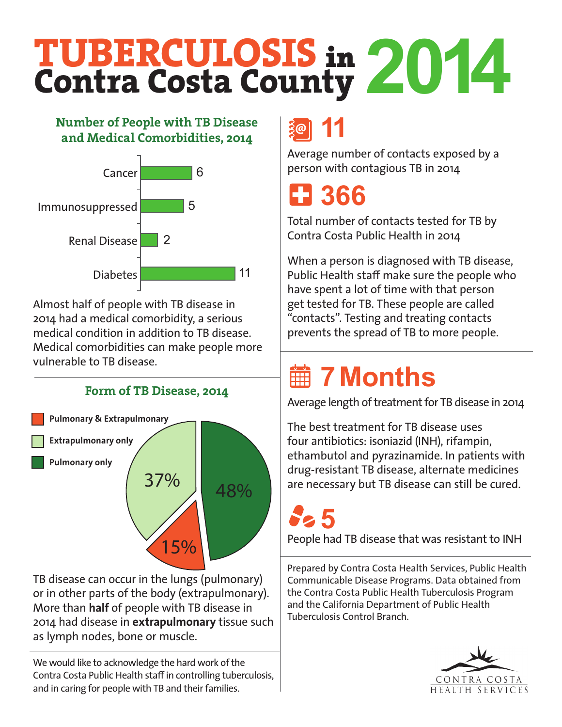# TUBERCULOSIS in Contra Costa County 2014

## Number of People with TB Disease and Medical Comorbidities, 2014

Cancer 6

Immunosuppressed 5

Renal Disease 2

Diabetes 11

Almost half of people with TB disease in 2014 had a medical comorbidity, a serious medical condition in addition to TB disease. Medical comorbidities can make people more vulnerable to TB disease.

## Form of TB Disease, 2014

Pulmonary & Extrapulmonary

Extrapulmonary only

Pulmonary only

37%

48%

15%

TB disease can occur in the lungs (pulmonary) or in other parts of the body (extrapulmonary). More than **half** of people with TB disease in 2014 had disease in **extrapulmonary** tissue such as lymph nodes, bone or muscle.

We would like to acknowledge the hard work of the Contra Costa Public Health staff in controlling tuberculosis, and in caring for people with TB and their families.

## 11

Average number of contacts exposed by a person with contagious TB in 2014

## 366

Total number of contacts tested for TB by Contra Costa Public Health in 2014

When a person is diagnosed with TB disease, Public Health staff make sure the people who have spent a lot of time with that person get tested for TB. These people are called "contacts". Testing and treating contacts prevents the spread of TB to more people.

## 7 Months

Average length of treatment for TB disease in 2014

The best treatment for TB disease uses four antibiotics: isoniazid (INH), rifampin, ethambutol and pyrazinamide. In patients with drug-resistant TB disease, alternate medicines are necessary but TB disease can still be cured.

## 5

People had TB disease that was resistant to INH

Prepared by Contra Costa Health Services, Public Health Communicable Disease Programs. Data obtained from the Contra Costa Public Health Tuberculosis Program and the California Department of Public Health Tuberculosis Control Branch.

CONTRA COSTA HEALTH SERVICES